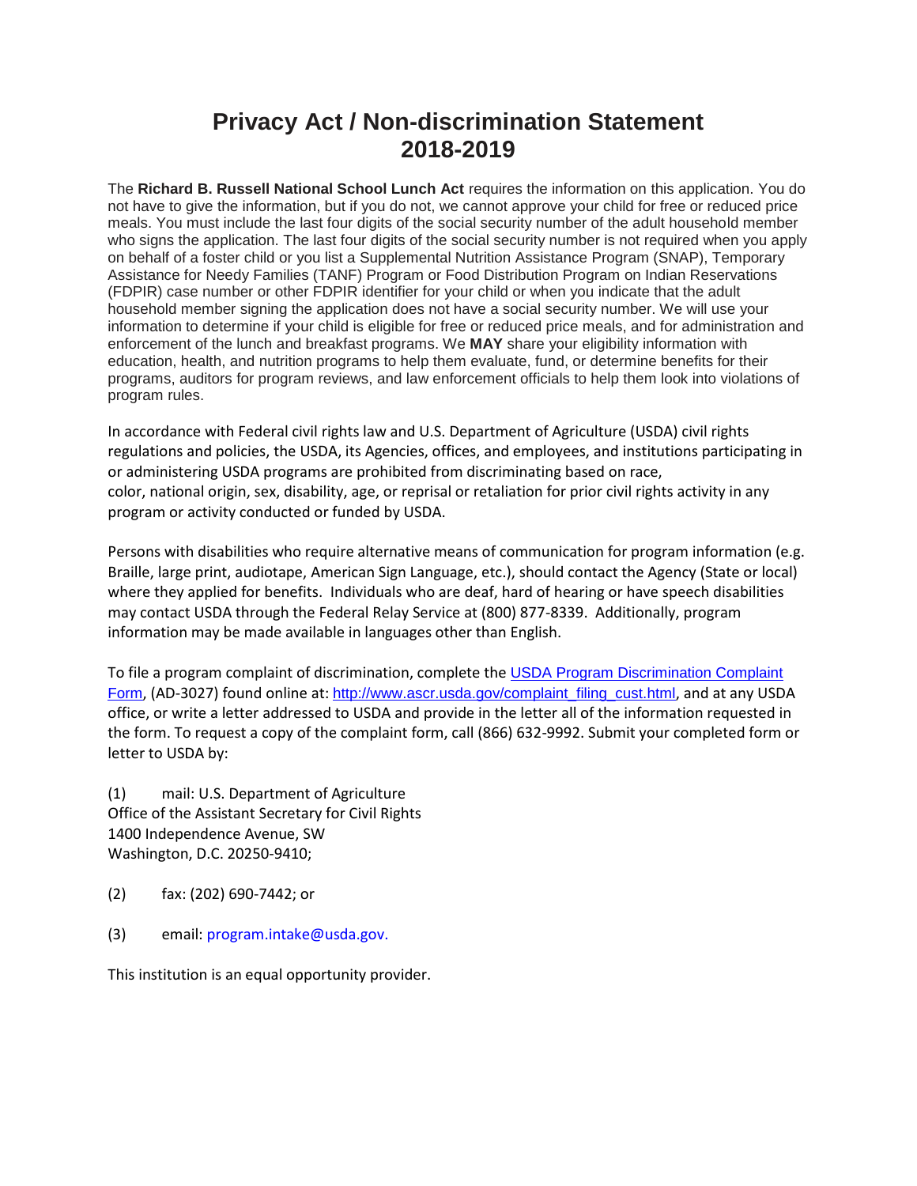# Privacy Act / Non-discrimination Statement 2018-2019

The **Richard B. Russell National School Lunch Act** requires the information on this application. You do not have to give the information, but if you do not, we cannot approve your child for free or reduced price meals. You must include the last four digits of the social security number of the adult household member who signs the application. The last four digits of the social security number is not required when you apply on behalf of a foster child or you list a Supplemental Nutrition Assistance Program (SNAP), Temporary Assistance for Needy Families (TANF) Program or Food Distribution Program on Indian Reservations (FDPIR) case number or other FDPIR identifier for your child or when you indicate that the adult household member signing the application does not have a social security number. We will use your information to determine if your child is eligible for free or reduced price meals, and for administration and enforcement of the lunch and breakfast programs. We **MAY** share your eligibility information with education, health, and nutrition programs to help them evaluate, fund, or determine benefits for their programs, auditors for program reviews, and law enforcement officials to help them look into violations of program rules.

In accordance with Federal civil rights law and U.S. Department of Agriculture (USDA) civil rights regulations and policies, the USDA, its Agencies, offices, and employees, and institutions participating in or administering USDA programs are prohibited from discriminating based on race, color, national origin, sex, disability, age, or reprisal or retaliation for prior civil rights activity in any program or activity conducted or funded by USDA.

Persons with disabilities who require alternative means of communication for program information (e.g. Braille, large print, audiotape, American Sign Language, etc.), should contact the Agency (State or local) where they applied for benefits. Individuals who are deaf, hard of hearing or have speech disabilities may contact USDA through the Federal Relay Service at (800) 877-8339. Additionally, program information may be made available in languages other than English.

To file a program complaint of discrimination, complete the USDA Program Discrimination Complaint Form, (AD-3027) found online at: http://www.ascr.usda.gov/complaint_filing_cust.html, and at any USDA office, or write a letter addressed to USDA and provide in the letter all of the information requested in the form. To request a copy of the complaint form, call (866) 632-9992. Submit your completed form or letter to USDA by:

(1) mail: U.S. Department of Agriculture
Office of the Assistant Secretary for Civil Rights
1400 Independence Avenue, SW
Washington, D.C. 20250-9410;

(2) fax: (202) 690-7442; or

(3) email: program.intake@usda.gov.

This institution is an equal opportunity provider.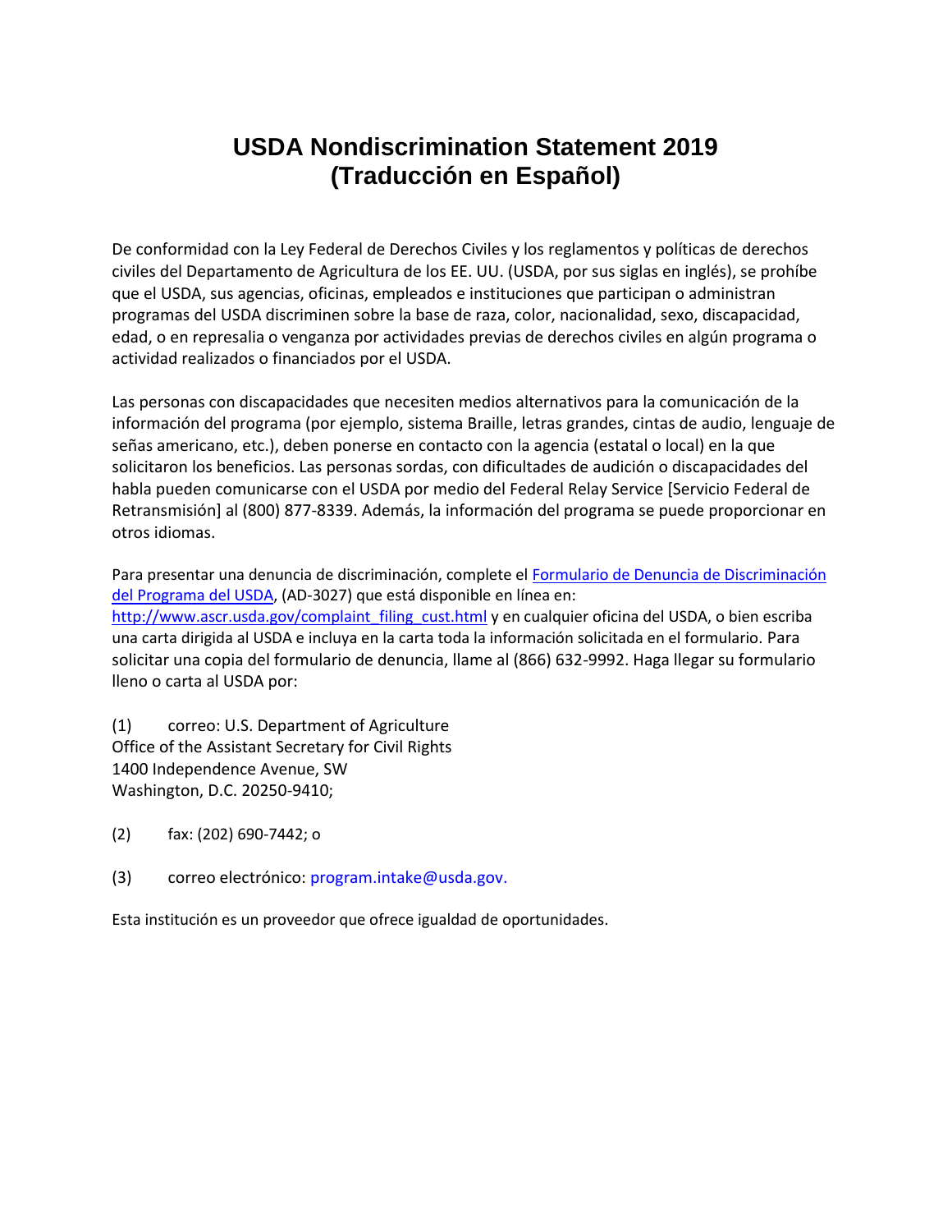# USDA Nondiscrimination Statement 2019
# (Traducción en Español)

De conformidad con la Ley Federal de Derechos Civiles y los reglamentos y políticas de derechos civiles del Departamento de Agricultura de los EE. UU. (USDA, por sus siglas en inglés), se prohíbe que el USDA, sus agencias, oficinas, empleados e instituciones que participan o administran programas del USDA discriminen sobre la base de raza, color, nacionalidad, sexo, discapacidad, edad, o en represalia o venganza por actividades previas de derechos civiles en algún programa o actividad realizados o financiados por el USDA.

Las personas con discapacidades que necesiten medios alternativos para la comunicación de la información del programa (por ejemplo, sistema Braille, letras grandes, cintas de audio, lenguaje de señas americano, etc.), deben ponerse en contacto con la agencia (estatal o local) en la que solicitaron los beneficios. Las personas sordas, con dificultades de audición o discapacidades del habla pueden comunicarse con el USDA por medio del Federal Relay Service [Servicio Federal de Retransmisión] al (800) 877-8339. Además, la información del programa se puede proporcionar en otros idiomas.

Para presentar una denuncia de discriminación, complete el Formulario de Denuncia de Discriminación del Programa del USDA, (AD-3027) que está disponible en línea en: http://www.ascr.usda.gov/complaint_filing_cust.html y en cualquier oficina del USDA, o bien escriba una carta dirigida al USDA e incluya en la carta toda la información solicitada en el formulario. Para solicitar una copia del formulario de denuncia, llame al (866) 632-9992. Haga llegar su formulario lleno o carta al USDA por:

(1) correo: U.S. Department of Agriculture
Office of the Assistant Secretary for Civil Rights
1400 Independence Avenue, SW
Washington, D.C. 20250-9410;

(2) fax: (202) 690-7442; o

(3) correo electrónico: program.intake@usda.gov.

Esta institución es un proveedor que ofrece igualdad de oportunidades.